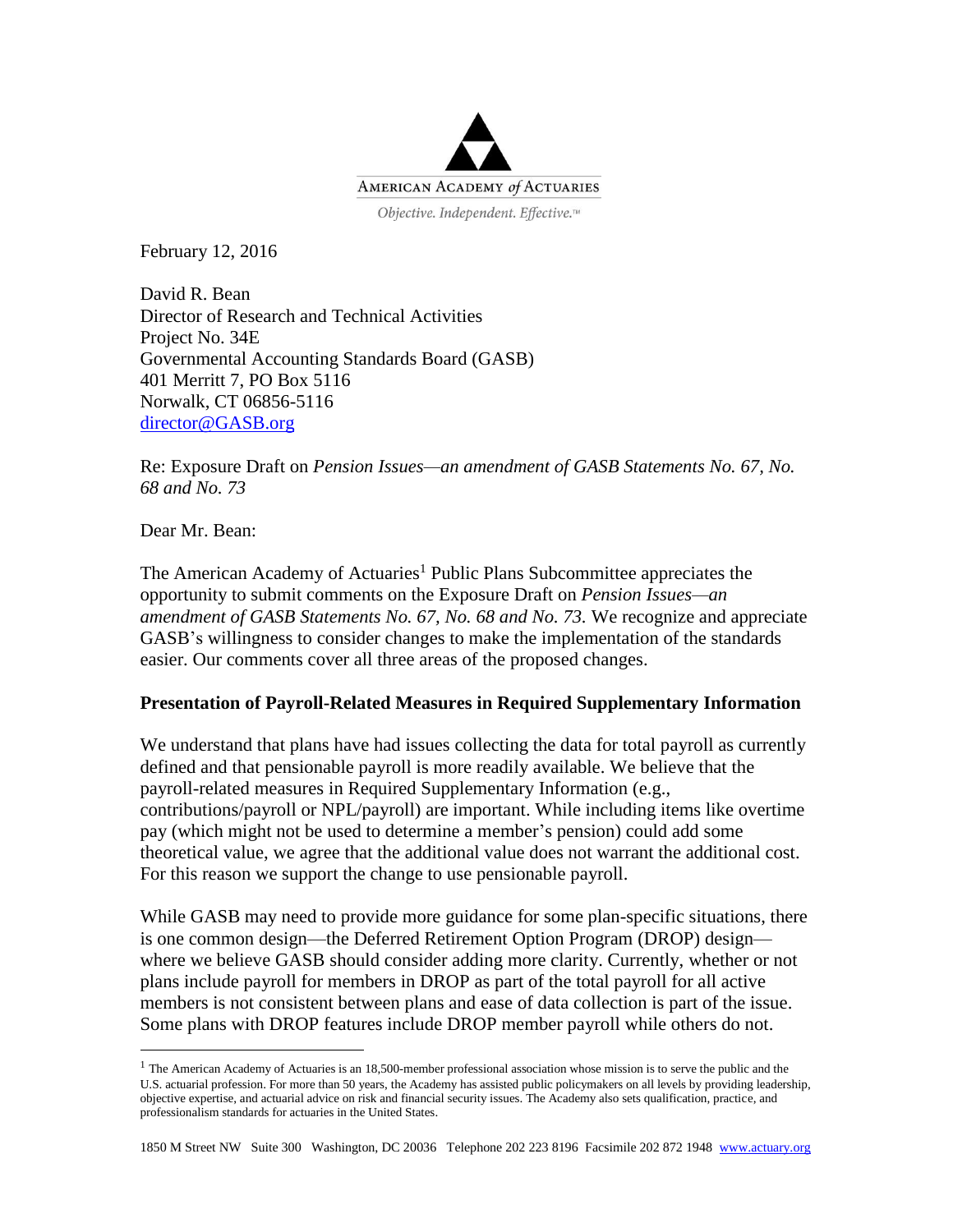AMERICAN ACADEMY *of* ACTUARIES

*Objective. Independent. Effective.™*

February 12, 2016

David R. Bean
Director of Research and Technical Activities
Project No. 34E
Governmental Accounting Standards Board (GASB)
401 Merritt 7, PO Box 5116
Norwalk, CT 06856-5116
director@GASB.org

Re: Exposure Draft on *Pension Issues—an amendment of GASB Statements No. 67, No. 68 and No. 73*

Dear Mr. Bean:

The American Academy of Actuaries[1] Public Plans Subcommittee appreciates the opportunity to submit comments on the Exposure Draft on *Pension Issues—an amendment of GASB Statements No. 67, No. 68 and No. 73.* We recognize and appreciate GASB's willingness to consider changes to make the implementation of the standards easier. Our comments cover all three areas of the proposed changes.

**Presentation of Payroll-Related Measures in Required Supplementary Information**

We understand that plans have had issues collecting the data for total payroll as currently defined and that pensionable payroll is more readily available. We believe that the payroll-related measures in Required Supplementary Information (e.g., contributions/payroll or NPL/payroll) are important. While including items like overtime pay (which might not be used to determine a member's pension) could add some theoretical value, we agree that the additional value does not warrant the additional cost. For this reason we support the change to use pensionable payroll.

While GASB may need to provide more guidance for some plan-specific situations, there is one common design—the Deferred Retirement Option Program (DROP) design—where we believe GASB should consider adding more clarity. Currently, whether or not plans include payroll for members in DROP as part of the total payroll for all active members is not consistent between plans and ease of data collection is part of the issue. Some plans with DROP features include DROP member payroll while others do not.

[1] The American Academy of Actuaries is an 18,500-member professional association whose mission is to serve the public and the U.S. actuarial profession. For more than 50 years, the Academy has assisted public policymakers on all levels by providing leadership, objective expertise, and actuarial advice on risk and financial security issues. The Academy also sets qualification, practice, and professionalism standards for actuaries in the United States.

1850 M Street NW Suite 300 Washington, DC 20036 Telephone 202 223 8196 Facsimile 202 872 1948 www.actuary.org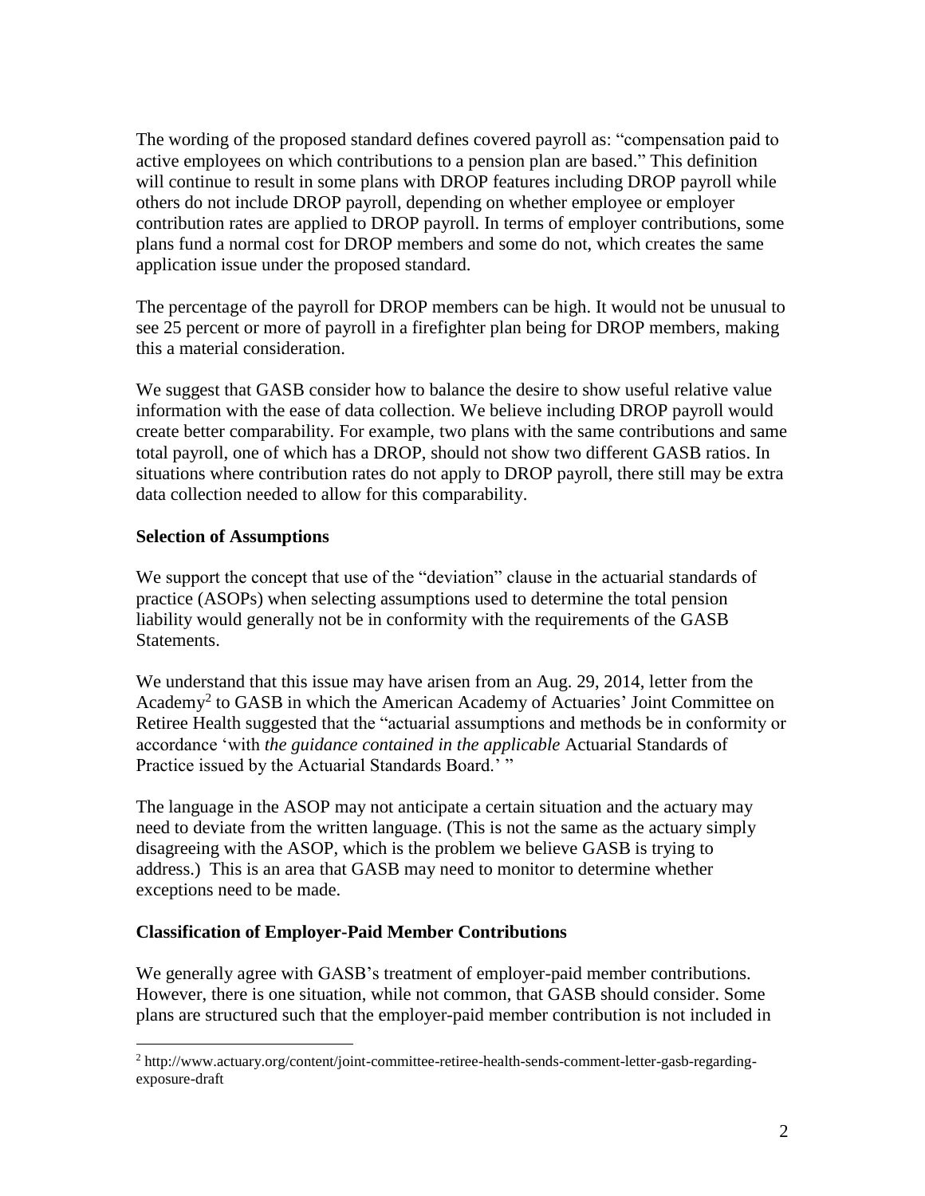The wording of the proposed standard defines covered payroll as: "compensation paid to active employees on which contributions to a pension plan are based." This definition will continue to result in some plans with DROP features including DROP payroll while others do not include DROP payroll, depending on whether employee or employer contribution rates are applied to DROP payroll. In terms of employer contributions, some plans fund a normal cost for DROP members and some do not, which creates the same application issue under the proposed standard.

The percentage of the payroll for DROP members can be high. It would not be unusual to see 25 percent or more of payroll in a firefighter plan being for DROP members, making this a material consideration.

We suggest that GASB consider how to balance the desire to show useful relative value information with the ease of data collection. We believe including DROP payroll would create better comparability. For example, two plans with the same contributions and same total payroll, one of which has a DROP, should not show two different GASB ratios. In situations where contribution rates do not apply to DROP payroll, there still may be extra data collection needed to allow for this comparability.

**Selection of Assumptions**

We support the concept that use of the "deviation" clause in the actuarial standards of practice (ASOPs) when selecting assumptions used to determine the total pension liability would generally not be in conformity with the requirements of the GASB Statements.

We understand that this issue may have arisen from an Aug. 29, 2014, letter from the Academy[2] to GASB in which the American Academy of Actuaries' Joint Committee on Retiree Health suggested that the "actuarial assumptions and methods be in conformity or accordance 'with *the guidance contained in the applicable* Actuarial Standards of Practice issued by the Actuarial Standards Board.' "

The language in the ASOP may not anticipate a certain situation and the actuary may need to deviate from the written language. (This is not the same as the actuary simply disagreeing with the ASOP, which is the problem we believe GASB is trying to address.) This is an area that GASB may need to monitor to determine whether exceptions need to be made.

**Classification of Employer-Paid Member Contributions**

We generally agree with GASB's treatment of employer-paid member contributions. However, there is one situation, while not common, that GASB should consider. Some plans are structured such that the employer-paid member contribution is not included in

---

[2] http://www.actuary.org/content/joint-committee-retiree-health-sends-comment-letter-gasb-regarding-exposure-draft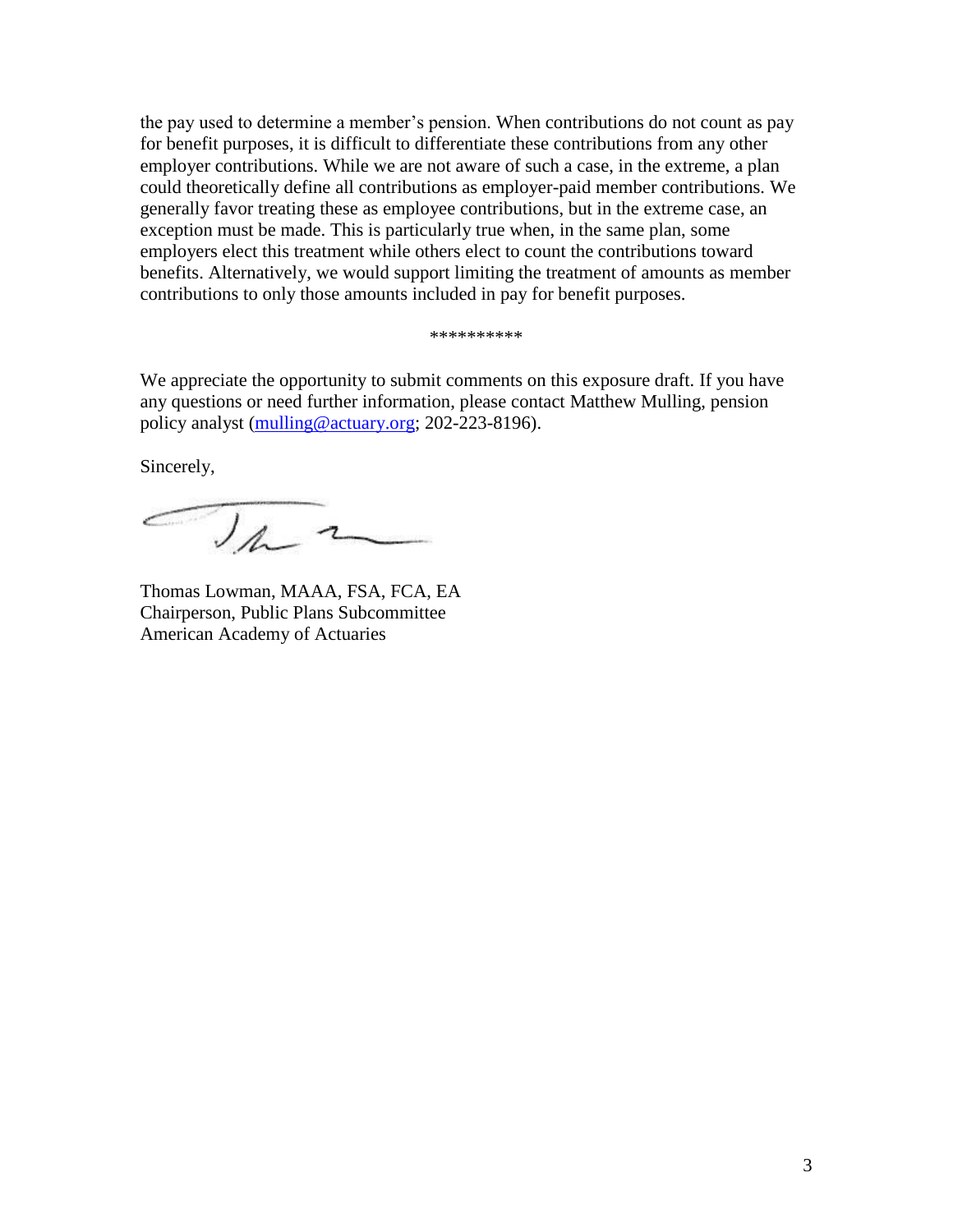the pay used to determine a member's pension. When contributions do not count as pay for benefit purposes, it is difficult to differentiate these contributions from any other employer contributions. While we are not aware of such a case, in the extreme, a plan could theoretically define all contributions as employer-paid member contributions. We generally favor treating these as employee contributions, but in the extreme case, an exception must be made. This is particularly true when, in the same plan, some employers elect this treatment while others elect to count the contributions toward benefits. Alternatively, we would support limiting the treatment of amounts as member contributions to only those amounts included in pay for benefit purposes.

**********

We appreciate the opportunity to submit comments on this exposure draft. If you have any questions or need further information, please contact Matthew Mulling, pension policy analyst (mulling@actuary.org; 202-223-8196).

Sincerely,

Thomas Lowman, MAAA, FSA, FCA, EA
Chairperson, Public Plans Subcommittee
American Academy of Actuaries